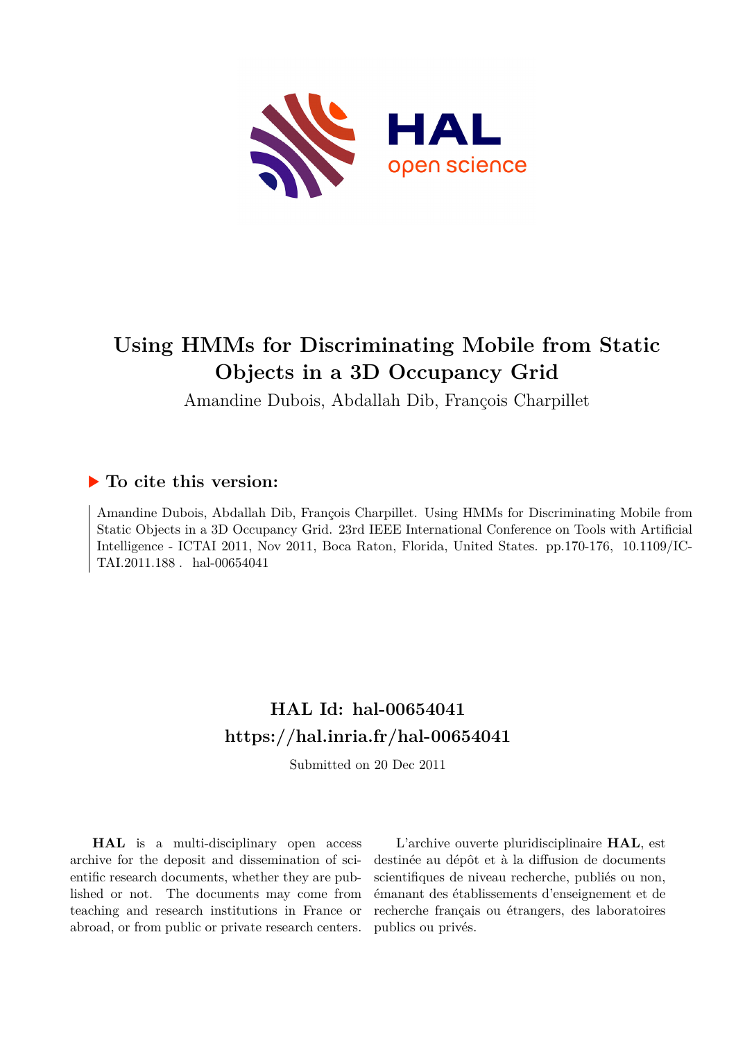# Using HMMs for Discriminating Mobile from Static Objects in a 3D Occupancy Grid

Amandine Dubois, Abdallah Dib, François Charpillet

## ▶ To cite this version:

Amandine Dubois, Abdallah Dib, François Charpillet. Using HMMs for Discriminating Mobile from Static Objects in a 3D Occupancy Grid. 23rd IEEE International Conference on Tools with Artificial Intelligence - ICTAI 2011, Nov 2011, Boca Raton, Florida, United States. pp.170-176, 10.1109/ICTAI.2011.188 . hal-00654041

## HAL Id: hal-00654041
## https://hal.inria.fr/hal-00654041

Submitted on 20 Dec 2011

**HAL** is a multi-disciplinary open access archive for the deposit and dissemination of scientific research documents, whether they are published or not. The documents may come from teaching and research institutions in France or abroad, or from public or private research centers.

L'archive ouverte pluridisciplinaire **HAL**, est destinée au dépôt et à la diffusion de documents scientifiques de niveau recherche, publiés ou non, émanant des établissements d'enseignement et de recherche français ou étrangers, des laboratoires publics ou privés.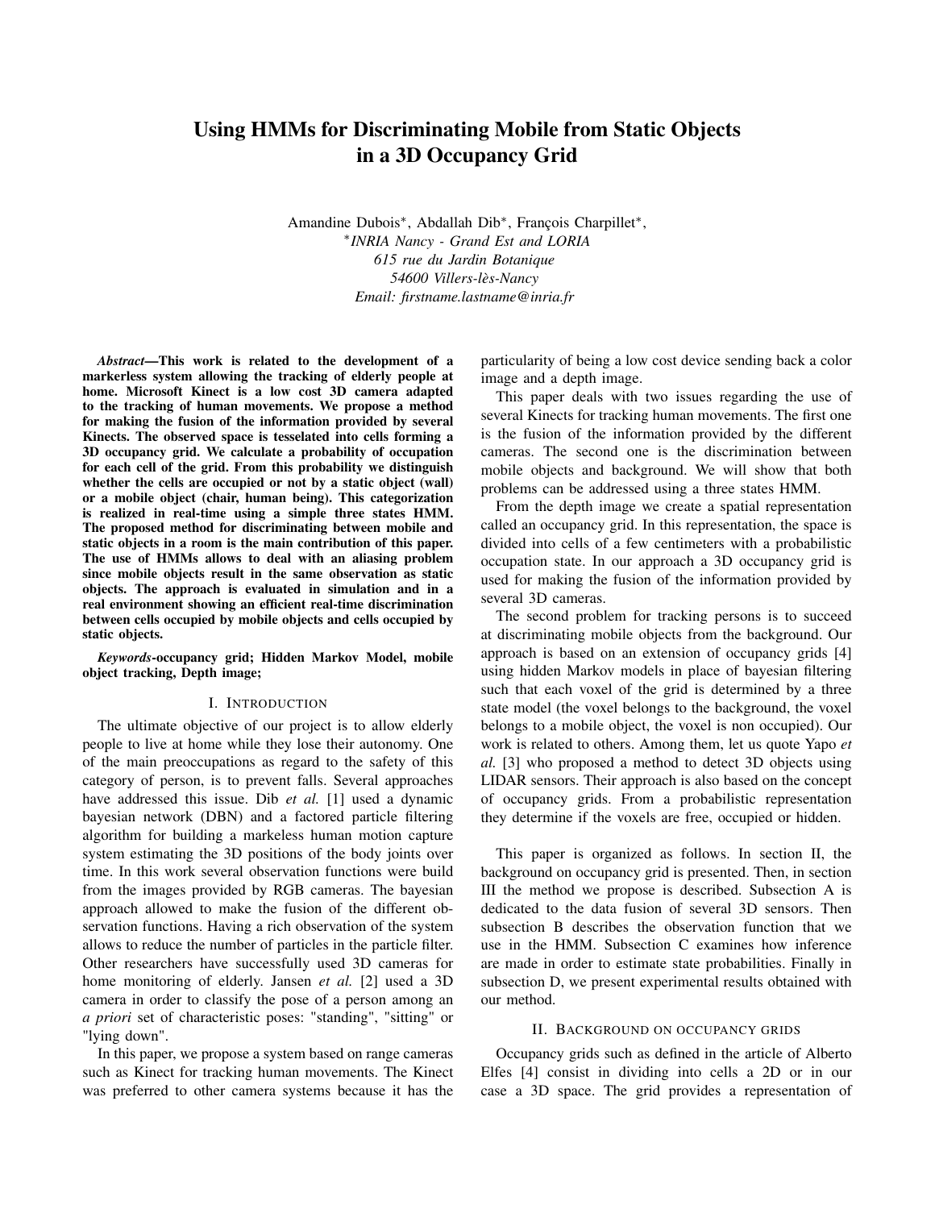# Using HMMs for Discriminating Mobile from Static Objects in a 3D Occupancy Grid

Amandine Dubois*, Abdallah Dib*, François Charpillet*,
*INRIA Nancy - Grand Est and LORIA
615 rue du Jardin Botanique
54600 Villers-lès-Nancy
Email: firstname.lastname@inria.fr

***Abstract*—This work is related to the development of a markerless system allowing the tracking of elderly people at home. Microsoft Kinect is a low cost 3D camera adapted to the tracking of human movements. We propose a method for making the fusion of the information provided by several Kinects. The observed space is tesselated into cells forming a 3D occupancy grid. We calculate a probability of occupation for each cell of the grid. From this probability we distinguish whether the cells are occupied or not by a static object (wall) or a mobile object (chair, human being). This categorization is realized in real-time using a simple three states HMM. The proposed method for discriminating between mobile and static objects in a room is the main contribution of this paper. The use of HMMs allows to deal with an aliasing problem since mobile objects result in the same observation as static objects. The approach is evaluated in simulation and in a real environment showing an efficient real-time discrimination between cells occupied by mobile objects and cells occupied by static objects.**

***Keywords*-occupancy grid; Hidden Markov Model, mobile object tracking, Depth image;**

## I. Introduction

The ultimate objective of our project is to allow elderly people to live at home while they lose their autonomy. One of the main preoccupations as regard to the safety of this category of person, is to prevent falls. Several approaches have addressed this issue. Dib *et al.* [1] used a dynamic bayesian network (DBN) and a factored particle filtering algorithm for building a markeless human motion capture system estimating the 3D positions of the body joints over time. In this work several observation functions were build from the images provided by RGB cameras. The bayesian approach allowed to make the fusion of the different observation functions. Having a rich observation of the system allows to reduce the number of particles in the particle filter. Other researchers have successfully used 3D cameras for home monitoring of elderly. Jansen *et al.* [2] used a 3D camera in order to classify the pose of a person among an *a priori* set of characteristic poses: "standing", "sitting" or "lying down".

In this paper, we propose a system based on range cameras such as Kinect for tracking human movements. The Kinect was preferred to other camera systems because it has the particularity of being a low cost device sending back a color image and a depth image.

This paper deals with two issues regarding the use of several Kinects for tracking human movements. The first one is the fusion of the information provided by the different cameras. The second one is the discrimination between mobile objects and background. We will show that both problems can be addressed using a three states HMM.

From the depth image we create a spatial representation called an occupancy grid. In this representation, the space is divided into cells of a few centimeters with a probabilistic occupation state. In our approach a 3D occupancy grid is used for making the fusion of the information provided by several 3D cameras.

The second problem for tracking persons is to succeed at discriminating mobile objects from the background. Our approach is based on an extension of occupancy grids [4] using hidden Markov models in place of bayesian filtering such that each voxel of the grid is determined by a three state model (the voxel belongs to the background, the voxel belongs to a mobile object, the voxel is non occupied). Our work is related to others. Among them, let us quote Yapo *et al.* [3] who proposed a method to detect 3D objects using LIDAR sensors. Their approach is also based on the concept of occupancy grids. From a probabilistic representation they determine if the voxels are free, occupied or hidden.

This paper is organized as follows. In section II, the background on occupancy grid is presented. Then, in section III the method we propose is described. Subsection A is dedicated to the data fusion of several 3D sensors. Then subsection B describes the observation function that we use in the HMM. Subsection C examines how inference are made in order to estimate state probabilities. Finally in subsection D, we present experimental results obtained with our method.

## II. Background on occupancy grids

Occupancy grids such as defined in the article of Alberto Elfes [4] consist in dividing into cells a 2D or in our case a 3D space. The grid provides a representation of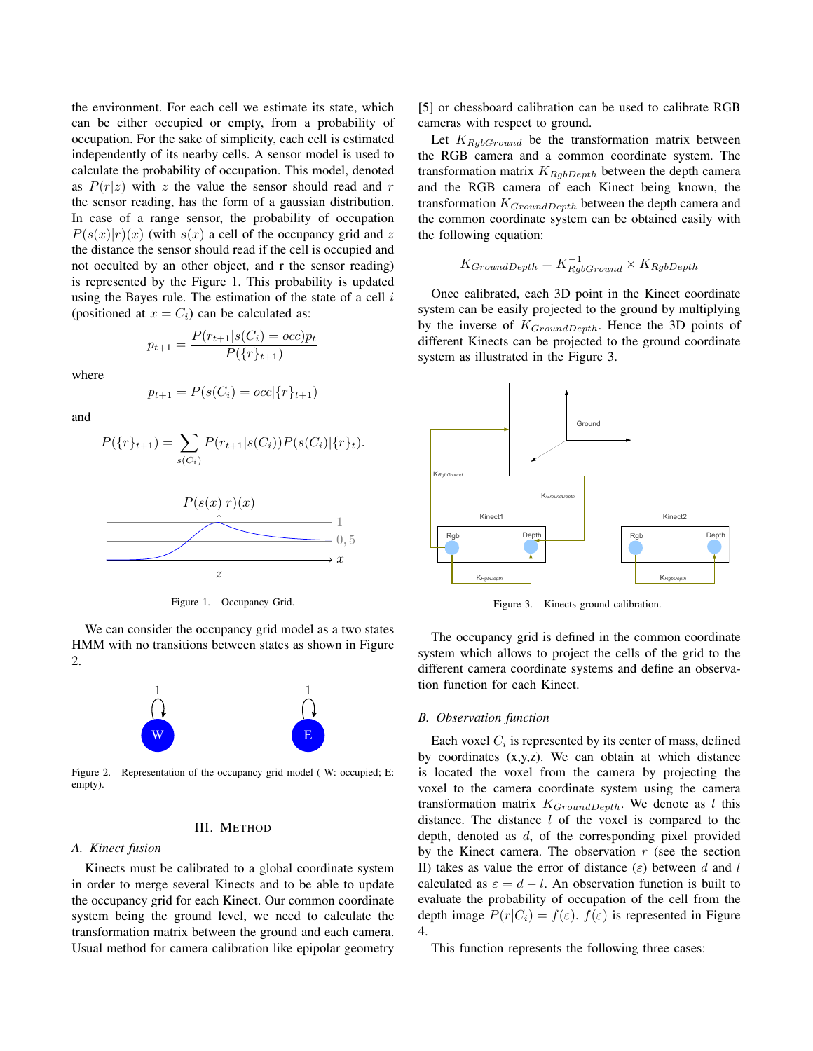the environment. For each cell we estimate its state, which can be either occupied or empty, from a probability of occupation. For the sake of simplicity, each cell is estimated independently of its nearby cells. A sensor model is used to calculate the probability of occupation. This model, denoted as $P(r|z)$ with $z$ the value the sensor should read and $r$ the sensor reading, has the form of a gaussian distribution. In case of a range sensor, the probability of occupation $P(s(x)|r)(x)$ (with $s(x)$ a cell of the occupancy grid and $z$ the distance the sensor should read if the cell is occupied and not occulted by an other object, and r the sensor reading) is represented by the Figure 1. This probability is updated using the Bayes rule. The estimation of the state of a cell $i$ (positioned at $x = C_i$) can be calculated as:

$$p_{t+1} = \frac{P(r_{t+1}|s(C_i) = occ)p_t}{P(\{r\}_{t+1})}$$

where

$$p_{t+1} = P(s(C_i) = occ|\{r\}_{t+1})$$

and

$$P(\{r\}_{t+1}) = \sum_{s(C_i)} P(r_{t+1}|s(C_i))P(s(C_i)|\{r\}_t).$$

Figure 1. Occupancy Grid.

We can consider the occupancy grid model as a two states HMM with no transitions between states as shown in Figure 2.

Figure 2. Representation of the occupancy grid model ( W: occupied; E: empty).

## III. Method

### A. Kinect fusion

Kinects must be calibrated to a global coordinate system in order to merge several Kinects and to be able to update the occupancy grid for each Kinect. Our common coordinate system being the ground level, we need to calculate the transformation matrix between the ground and each camera. Usual method for camera calibration like epipolar geometry [5] or chessboard calibration can be used to calibrate RGB cameras with respect to ground.

Let $K_{RgbGround}$ be the transformation matrix between the RGB camera and a common coordinate system. The transformation matrix $K_{RgbDepth}$ between the depth camera and the RGB camera of each Kinect being known, the transformation $K_{GroundDepth}$ between the depth camera and the common coordinate system can be obtained easily with the following equation:

$$K_{GroundDepth} = K_{RgbGround}^{-1} \times K_{RgbDepth}$$

Once calibrated, each 3D point in the Kinect coordinate system can be easily projected to the ground by multiplying by the inverse of $K_{GroundDepth}$. Hence the 3D points of different Kinects can be projected to the ground coordinate system as illustrated in the Figure 3.

Figure 3. Kinects ground calibration.

The occupancy grid is defined in the common coordinate system which allows to project the cells of the grid to the different camera coordinate systems and define an observation function for each Kinect.

### B. Observation function

Each voxel $C_i$ is represented by its center of mass, defined by coordinates (x,y,z). We can obtain at which distance is located the voxel from the camera by projecting the voxel to the camera coordinate system using the camera transformation matrix $K_{GroundDepth}$. We denote as $l$ this distance. The distance $l$ of the voxel is compared to the depth, denoted as $d$, of the corresponding pixel provided by the Kinect camera. The observation $r$ (see the section II) takes as value the error of distance ($\varepsilon$) between $d$ and $l$ calculated as $\varepsilon = d - l$. An observation function is built to evaluate the probability of occupation of the cell from the depth image $P(r|C_i) = f(\varepsilon)$. $f(\varepsilon)$ is represented in Figure 4.

This function represents the following three cases: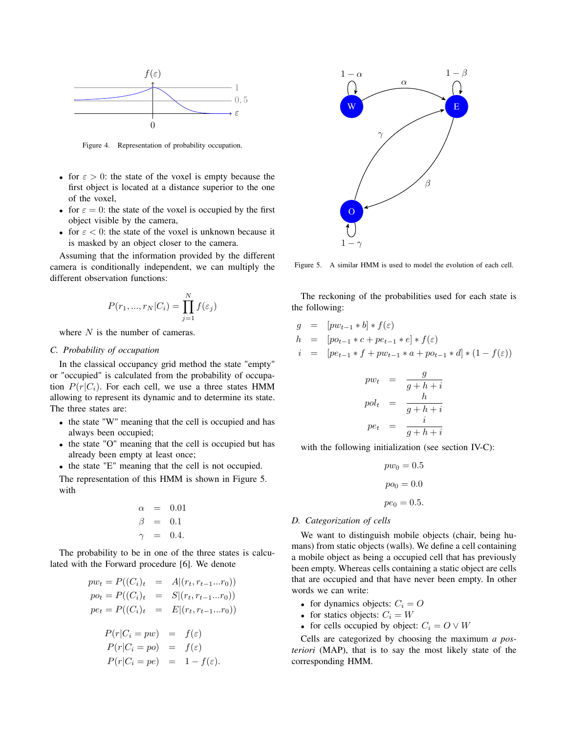Figure 4. Representation of probability occupation.

- for $\varepsilon > 0$: the state of the voxel is empty because the first object is located at a distance superior to the one of the voxel,
- for $\varepsilon = 0$: the state of the voxel is occupied by the first object visible by the camera,
- for $\varepsilon < 0$: the state of the voxel is unknown because it is masked by an object closer to the camera.

Assuming that the information provided by the different camera is conditionally independent, we can multiply the different observation functions:

$$P(r_1, ..., r_N | C_i) = \prod_{j=1}^{N} f(\varepsilon_j)$$

where $N$ is the number of cameras.

### C. Probability of occupation

In the classical occupancy grid method the state "empty" or "occupied" is calculated from the probability of occupation $P(r|C_i)$. For each cell, we use a three states HMM allowing to represent its dynamic and to determine its state. The three states are:

- the state "W" meaning that the cell is occupied and has always been occupied;
- the state "O" meaning that the cell is occupied but has already been empty at least once;
- the state "E" meaning that the cell is not occupied.

The representation of this HMM is shown in Figure 5. with

$$\begin{aligned} \alpha &= 0.01 \\ \beta &= 0.1 \\ \gamma &= 0.4. \end{aligned}$$

The probability to be in one of the three states is calculated with the Forward procedure [6]. We denote

$$\begin{aligned} pw_t = P((C_i)_t &= A | (r_t, r_{t-1}...r_0)) \\ po_t = P((C_i)_t &= S | (r_t, r_{t-1}...r_0)) \\ pe_t = P((C_i)_t &= E | (r_t, r_{t-1}...r_0)) \end{aligned}$$

$$\begin{aligned} P(r|C_i = pw) &= f(\varepsilon) \\ P(r|C_i = po) &= f(\varepsilon) \\ P(r|C_i = pe) &= 1 - f(\varepsilon). \end{aligned}$$

Figure 5. A similar HMM is used to model the evolution of each cell.

The reckoning of the probabilities used for each state is the following:

$$\begin{aligned} g &= [pw_{t-1} * b] * f(\varepsilon) \\ h &= [po_{t-1} * c + pe_{t-1} * e] * f(\varepsilon) \\ i &= [pe_{t-1} * f + pw_{t-1} * a + po_{t-1} * d] * (1 - f(\varepsilon)) \end{aligned}$$

$$\begin{aligned} pw_t &= \frac{g}{g + h + i} \\ pol_t &= \frac{h}{g + h + i} \\ pe_t &= \frac{i}{g + h + i} \end{aligned}$$

with the following initialization (see section IV-C):

$$pw_0 = 0.5$$

$$po_0 = 0.0$$

$$pe_0 = 0.5.$$

### D. Categorization of cells

We want to distinguish mobile objects (chair, being humans) from static objects (walls). We define a cell containing a mobile object as being a occupied cell that has previously been empty. Whereas cells containing a static object are cells that are occupied and that have never been empty. In other words we can write:

- for dynamics objects: $C_i = O$
- for statics objects: $C_i = W$
- for cells occupied by object: $C_i = O \vee W$

Cells are categorized by choosing the maximum *a posteriori* (MAP), that is to say the most likely state of the corresponding HMM.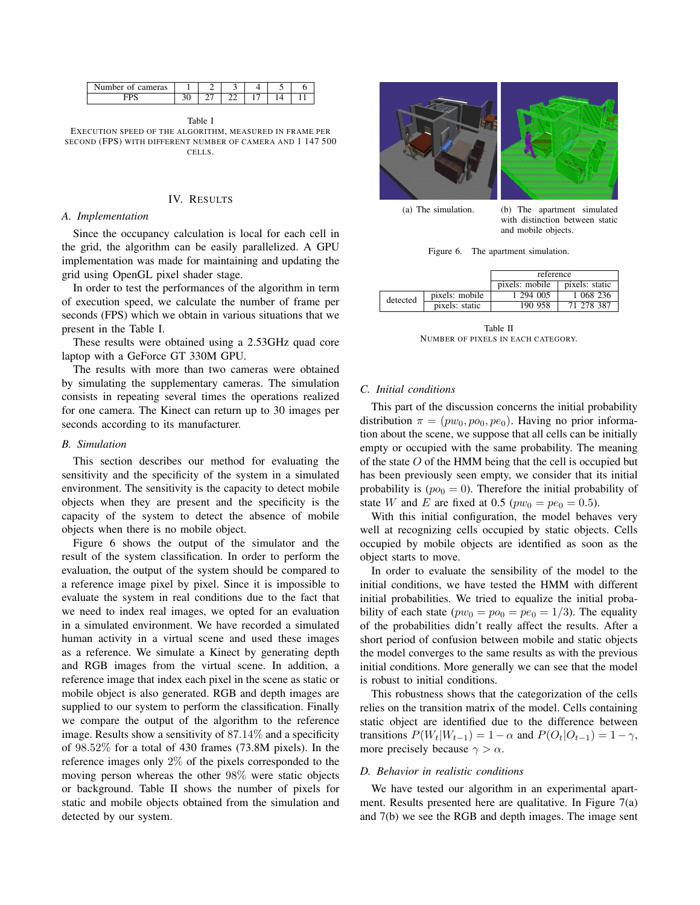| Number of cameras | 1 | 2 | 3 | 4 | 5 | 6 |
|---|---|---|---|---|---|---|
| FPS | 30 | 27 | 22 | 17 | 14 | 11 |

Table I
EXECUTION SPEED OF THE ALGORITHM, MEASURED IN FRAME PER SECOND (FPS) WITH DIFFERENT NUMBER OF CAMERA AND 1 147 500 CELLS.

## IV. RESULTS

### A. Implementation

Since the occupancy calculation is local for each cell in the grid, the algorithm can be easily parallelized. A GPU implementation was made for maintaining and updating the grid using OpenGL pixel shader stage.

In order to test the performances of the algorithm in term of execution speed, we calculate the number of frame per seconds (FPS) which we obtain in various situations that we present in the Table I.

These results were obtained using a 2.53GHz quad core laptop with a GeForce GT 330M GPU.

The results with more than two cameras were obtained by simulating the supplementary cameras. The simulation consists in repeating several times the operations realized for one camera. The Kinect can return up to 30 images per seconds according to its manufacturer.

### B. Simulation

This section describes our method for evaluating the sensitivity and the specificity of the system in a simulated environment. The sensitivity is the capacity to detect mobile objects when they are present and the specificity is the capacity of the system to detect the absence of mobile objects when there is no mobile object.

Figure 6 shows the output of the simulator and the result of the system classification. In order to perform the evaluation, the output of the system should be compared to a reference image pixel by pixel. Since it is impossible to evaluate the system in real conditions due to the fact that we need to index real images, we opted for an evaluation in a simulated environment. We have recorded a simulated human activity in a virtual scene and used these images as a reference. We simulate a Kinect by generating depth and RGB images from the virtual scene. In addition, a reference image that index each pixel in the scene as static or mobile object is also generated. RGB and depth images are supplied to our system to perform the classification. Finally we compare the output of the algorithm to the reference image. Results show a sensitivity of 87.14% and a specificity of 98.52% for a total of 430 frames (73.8M pixels). In the reference images only 2% of the pixels corresponded to the moving person whereas the other 98% were static objects or background. Table II shows the number of pixels for static and mobile objects obtained from the simulation and detected by our system.

(a) The simulation. (b) The apartment simulated with distinction between static and mobile objects.

Figure 6. The apartment simulation.

| | | reference | |
|---|---|---|---|
| | | pixels: mobile | pixels: static |
| detected | pixels: mobile | 1 294 005 | 1 068 236 |
| | pixels: static | 190 958 | 71 278 387 |

Table II
NUMBER OF PIXELS IN EACH CATEGORY.

### C. Initial conditions

This part of the discussion concerns the initial probability distribution $\pi = (pw_0, po_0, pe_0)$. Having no prior information about the scene, we suppose that all cells can be initially empty or occupied with the same probability. The meaning of the state $O$ of the HMM being that the cell is occupied but has been previously seen empty, we consider that its initial probability is ($po_0 = 0$). Therefore the initial probability of state $W$ and $E$ are fixed at 0.5 ($pw_0 = pe_0 = 0.5$).

With this initial configuration, the model behaves very well at recognizing cells occupied by static objects. Cells occupied by mobile objects are identified as soon as the object starts to move.

In order to evaluate the sensibility of the model to the initial conditions, we have tested the HMM with different initial probabilities. We tried to equalize the initial probability of each state ($pw_0 = po_0 = pe_0 = 1/3$). The equality of the probabilities didn't really affect the results. After a short period of confusion between mobile and static objects the model converges to the same results as with the previous initial conditions. More generally we can see that the model is robust to initial conditions.

This robustness shows that the categorization of the cells relies on the transition matrix of the model. Cells containing static object are identified due to the difference between transitions $P(W_t|W_{t-1}) = 1 - \alpha$ and $P(O_t|O_{t-1}) = 1 - \gamma$, more precisely because $\gamma > \alpha$.

### D. Behavior in realistic conditions

We have tested our algorithm in an experimental apartment. Results presented here are qualitative. In Figure 7(a) and 7(b) we see the RGB and depth images. The image sent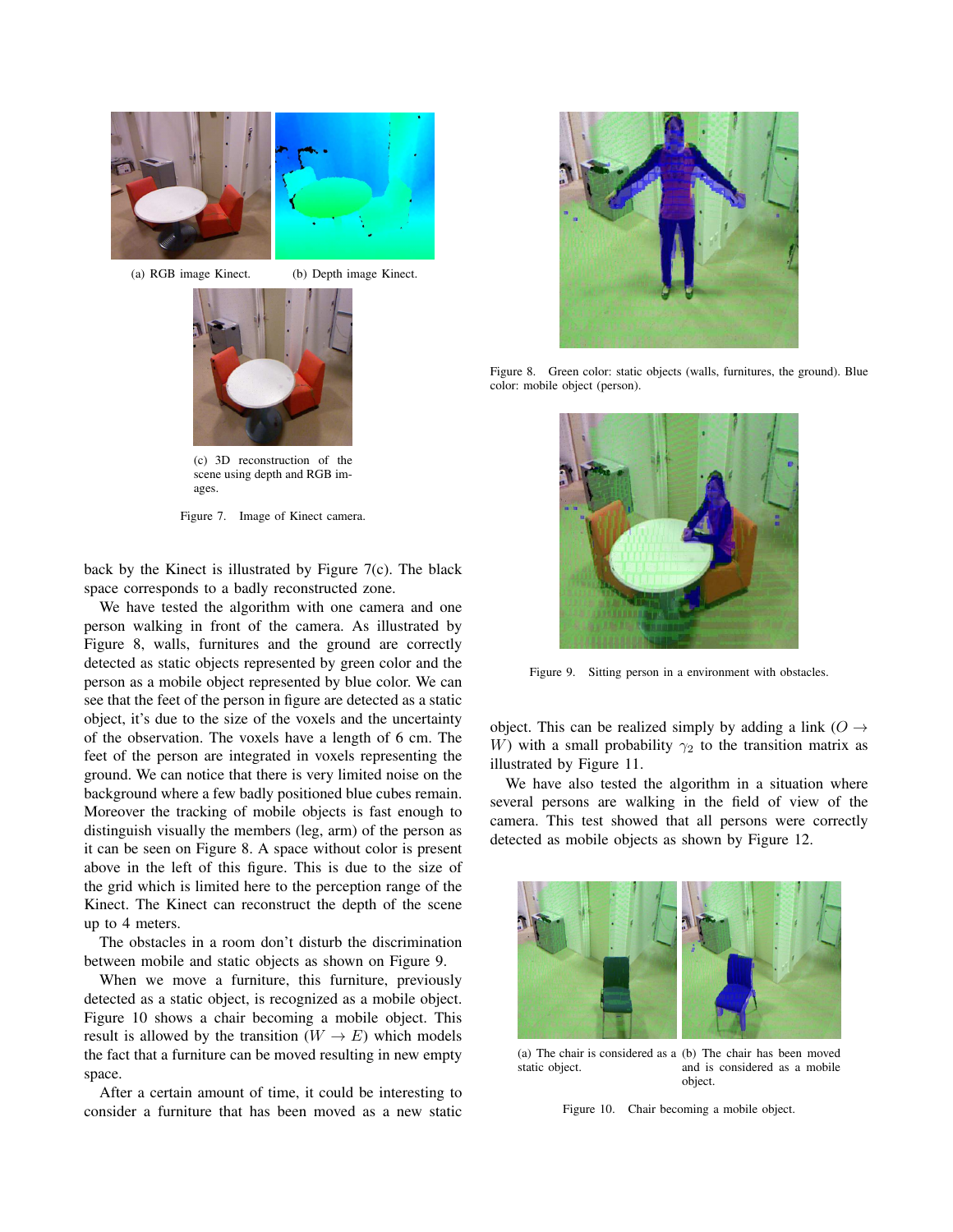(a) RGB image Kinect.

(b) Depth image Kinect.

(c) 3D reconstruction of the scene using depth and RGB images.

Figure 7. Image of Kinect camera.

back by the Kinect is illustrated by Figure 7(c). The black space corresponds to a badly reconstructed zone.

We have tested the algorithm with one camera and one person walking in front of the camera. As illustrated by Figure 8, walls, furnitures and the ground are correctly detected as static objects represented by green color and the person as a mobile object represented by blue color. We can see that the feet of the person in figure are detected as a static object, it's due to the size of the voxels and the uncertainty of the observation. The voxels have a length of 6 cm. The feet of the person are integrated in voxels representing the ground. We can notice that there is very limited noise on the background where a few badly positioned blue cubes remain. Moreover the tracking of mobile objects is fast enough to distinguish visually the members (leg, arm) of the person as it can be seen on Figure 8. A space without color is present above in the left of this figure. This is due to the size of the grid which is limited here to the perception range of the Kinect. The Kinect can reconstruct the depth of the scene up to 4 meters.

The obstacles in a room don't disturb the discrimination between mobile and static objects as shown on Figure 9.

When we move a furniture, this furniture, previously detected as a static object, is recognized as a mobile object. Figure 10 shows a chair becoming a mobile object. This result is allowed by the transition ($W \rightarrow E$) which models the fact that a furniture can be moved resulting in new empty space.

After a certain amount of time, it could be interesting to consider a furniture that has been moved as a new static object. This can be realized simply by adding a link ($O \rightarrow W$) with a small probability $\gamma_2$ to the transition matrix as illustrated by Figure 11.

We have also tested the algorithm in a situation where several persons are walking in the field of view of the camera. This test showed that all persons were correctly detected as mobile objects as shown by Figure 12.

Figure 8. Green color: static objects (walls, furnitures, the ground). Blue color: mobile object (person).

Figure 9. Sitting person in a environment with obstacles.

(a) The chair is considered as a static object.

(b) The chair has been moved and is considered as a mobile object.

Figure 10. Chair becoming a mobile object.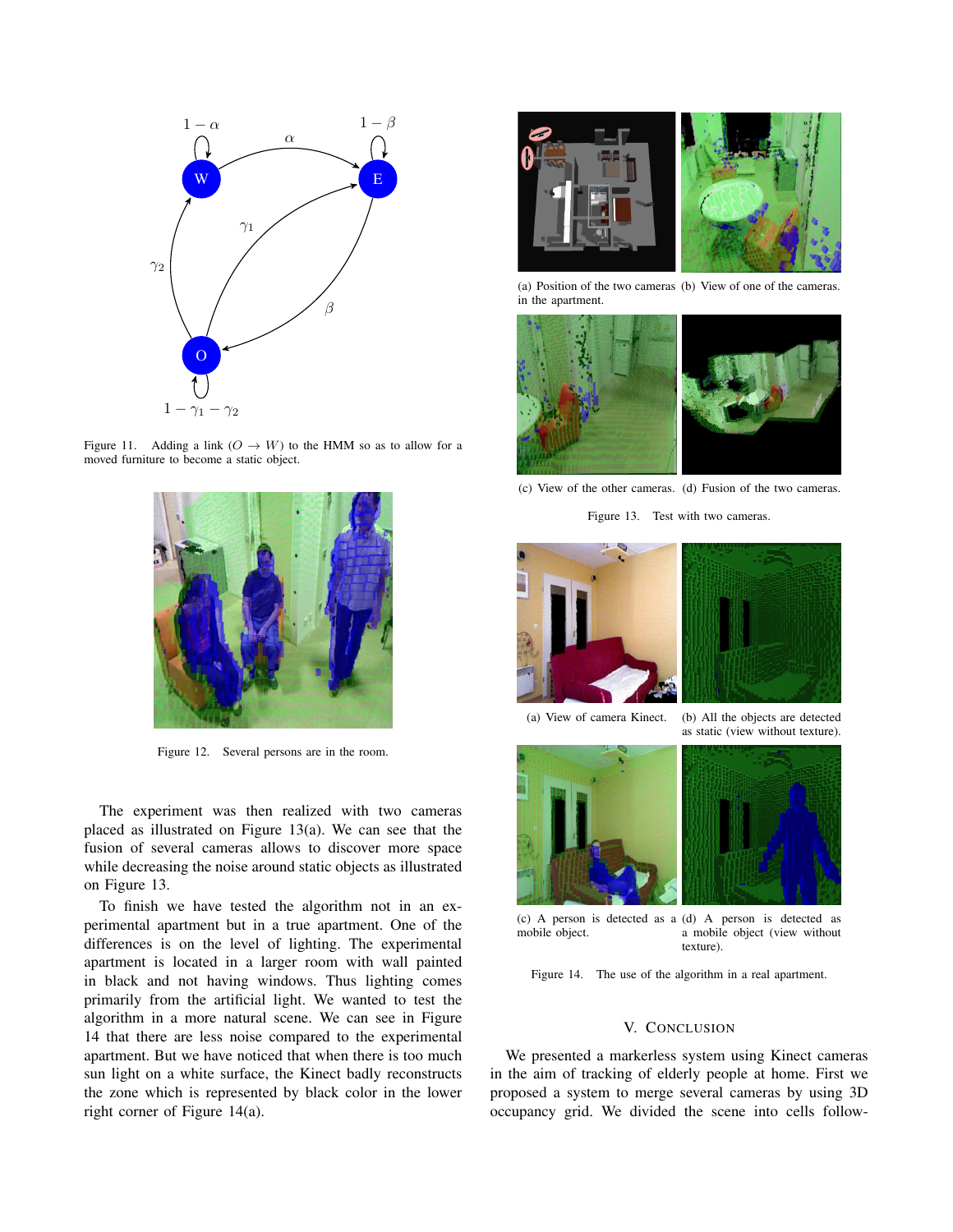Figure 11. Adding a link ($O \rightarrow W$) to the HMM so as to allow for a moved furniture to become a static object.

Figure 12. Several persons are in the room.

The experiment was then realized with two cameras placed as illustrated on Figure 13(a). We can see that the fusion of several cameras allows to discover more space while decreasing the noise around static objects as illustrated on Figure 13.

To finish we have tested the algorithm not in an experimental apartment but in a true apartment. One of the differences is on the level of lighting. The experimental apartment is located in a larger room with wall painted in black and not having windows. Thus lighting comes primarily from the artificial light. We wanted to test the algorithm in a more natural scene. We can see in Figure 14 that there are less noise compared to the experimental apartment. But we have noticed that when there is too much sun light on a white surface, the Kinect badly reconstructs the zone which is represented by black color in the lower right corner of Figure 14(a).

(a) Position of the two cameras in the apartment. (b) View of one of the cameras.

(c) View of the other cameras. (d) Fusion of the two cameras.

Figure 13. Test with two cameras.

(a) View of camera Kinect. (b) All the objects are detected as static (view without texture).

(c) A person is detected as a mobile object. (d) A person is detected as a mobile object (view without texture).

Figure 14. The use of the algorithm in a real apartment.

## V. Conclusion

We presented a markerless system using Kinect cameras in the aim of tracking of elderly people at home. First we proposed a system to merge several cameras by using 3D occupancy grid. We divided the scene into cells follow-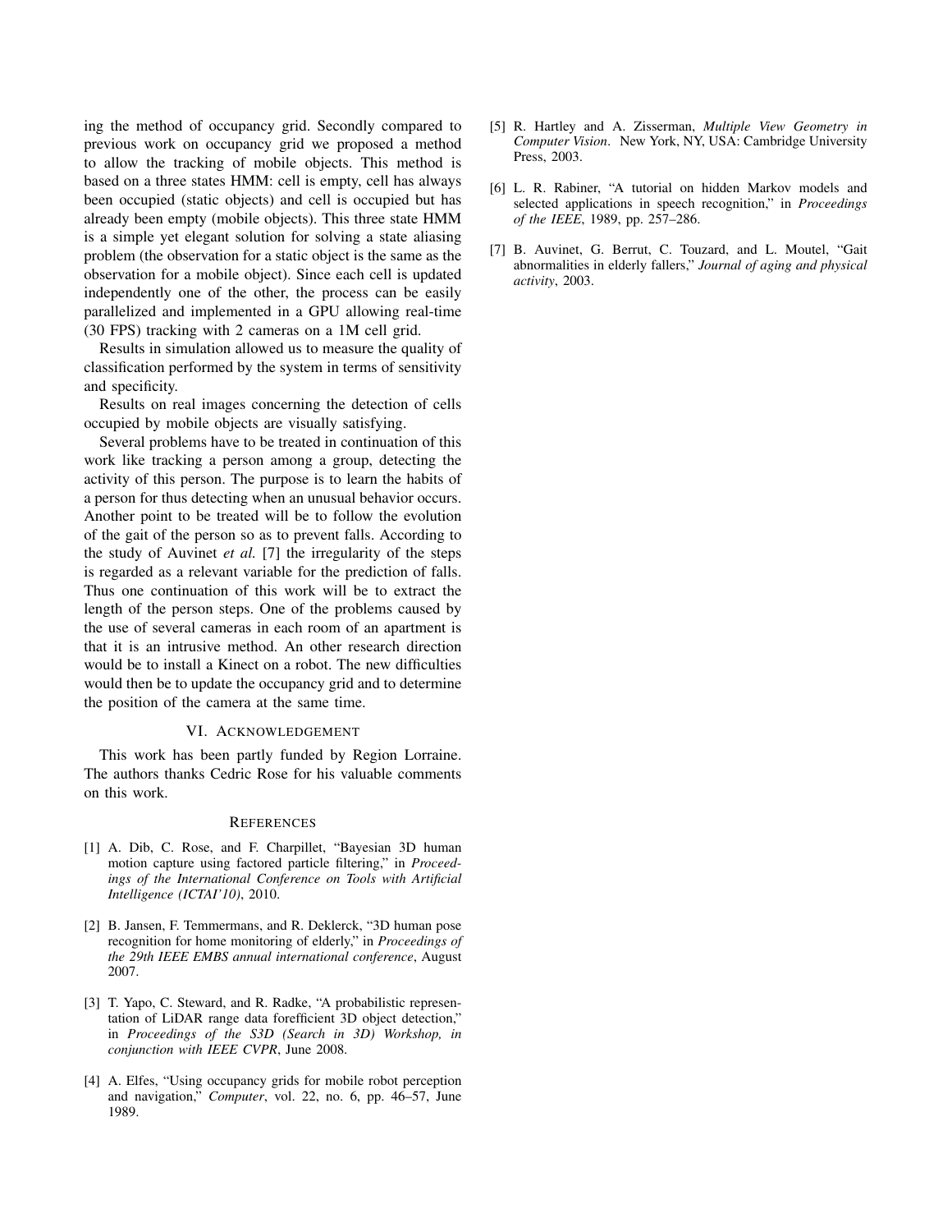ing the method of occupancy grid. Secondly compared to previous work on occupancy grid we proposed a method to allow the tracking of mobile objects. This method is based on a three states HMM: cell is empty, cell has always been occupied (static objects) and cell is occupied but has already been empty (mobile objects). This three state HMM is a simple yet elegant solution for solving a state aliasing problem (the observation for a static object is the same as the observation for a mobile object). Since each cell is updated independently one of the other, the process can be easily parallelized and implemented in a GPU allowing real-time (30 FPS) tracking with 2 cameras on a 1M cell grid.

Results in simulation allowed us to measure the quality of classification performed by the system in terms of sensitivity and specificity.

Results on real images concerning the detection of cells occupied by mobile objects are visually satisfying.

Several problems have to be treated in continuation of this work like tracking a person among a group, detecting the activity of this person. The purpose is to learn the habits of a person for thus detecting when an unusual behavior occurs. Another point to be treated will be to follow the evolution of the gait of the person so as to prevent falls. According to the study of Auvinet *et al.* [7] the irregularity of the steps is regarded as a relevant variable for the prediction of falls. Thus one continuation of this work will be to extract the length of the person steps. One of the problems caused by the use of several cameras in each room of an apartment is that it is an intrusive method. An other research direction would be to install a Kinect on a robot. The new difficulties would then be to update the occupancy grid and to determine the position of the camera at the same time.

## VI. Acknowledgement

This work has been partly funded by Region Lorraine. The authors thanks Cedric Rose for his valuable comments on this work.

## References

[1] A. Dib, C. Rose, and F. Charpillet, "Bayesian 3D human motion capture using factored particle filtering," in *Proceedings of the International Conference on Tools with Artificial Intelligence (ICTAI'10)*, 2010.

[2] B. Jansen, F. Temmermans, and R. Deklerck, "3D human pose recognition for home monitoring of elderly," in *Proceedings of the 29th IEEE EMBS annual international conference*, August 2007.

[3] T. Yapo, C. Steward, and R. Radke, "A probabilistic representation of LiDAR range data forefficient 3D object detection," in *Proceedings of the S3D (Search in 3D) Workshop, in conjunction with IEEE CVPR*, June 2008.

[4] A. Elfes, "Using occupancy grids for mobile robot perception and navigation," *Computer*, vol. 22, no. 6, pp. 46–57, June 1989.

[5] R. Hartley and A. Zisserman, *Multiple View Geometry in Computer Vision*. New York, NY, USA: Cambridge University Press, 2003.

[6] L. R. Rabiner, "A tutorial on hidden Markov models and selected applications in speech recognition," in *Proceedings of the IEEE*, 1989, pp. 257–286.

[7] B. Auvinet, G. Berrut, C. Touzard, and L. Moutel, "Gait abnormalities in elderly fallers," *Journal of aging and physical activity*, 2003.